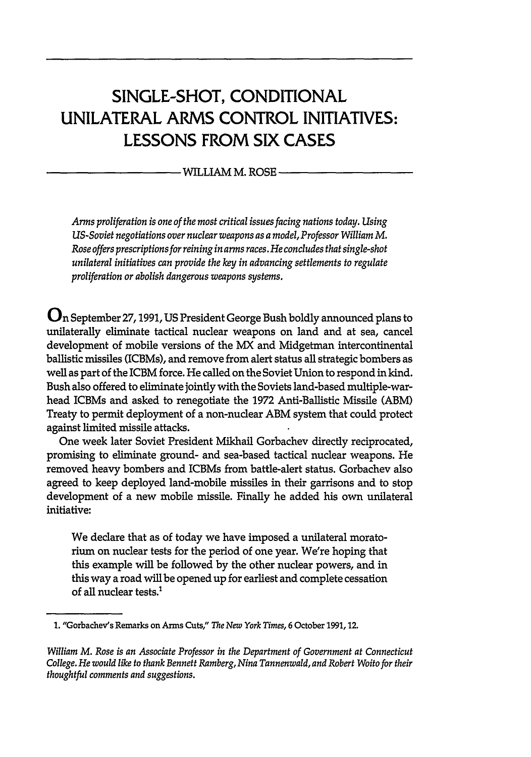# SINGLE-SHOT, CONDITIONAL UNILATERAL ARMS CONTROL INITIATIVES: LESSONS FROM SIX CASES

WILLIAM M. ROSE

*Arms proliferation is one of the most critical issues facing nations today. Using US-Soviet negotiations over nuclear weapons as a model, Professor William M. Rose offers prescriptions for reining in arms races. He concludes that single-shot unilateral initiatives can provide the key in advancing settlements to regulate proliferation or abolish dangerous weapons systems.*

On September 27, 1991, US President George Bush boldly announced plans to unilaterally eliminate tactical nuclear weapons on land and at sea, cancel development of mobile versions of the MX and Midgetman intercontinental ballistic missiles (ICBMs), and remove from alert status all strategic bombers as well as part of the ICBM force. He called on the Soviet Union to respond in kind. Bush also offered to eliminate jointly with the Soviets land-based multiple-warhead ICBMs and asked to renegotiate the 1972 Anti-Ballistic Missile (ABM) Treaty to permit deployment of a non-nuclear ABM system that could protect against limited missile attacks.

One week later Soviet President Mikhail Gorbachev directly reciprocated, promising to eliminate ground- and sea-based tactical nuclear weapons. He removed heavy bombers and ICBMs from battle-alert status. Gorbachev also agreed to keep deployed land-mobile missiles in their garrisons and to stop development of a new mobile missile. Finally he added his own unilateral initiative:

> We declare that as of today we have imposed a unilateral moratorium on nuclear tests for the period of one year. We're hoping that this example will be followed by the other nuclear powers, and in this way a road will be opened up for earliest and complete cessation of all nuclear tests.[1]

1. "Gorbachev's Remarks on Arms Cuts," *The New York Times*, 6 October 1991, 12.

*William M. Rose is an Associate Professor in the Department of Government at Connecticut College. He would like to thank Bennett Ramberg, Nina Tannenwald, and Robert Woito for their thoughtful comments and suggestions.*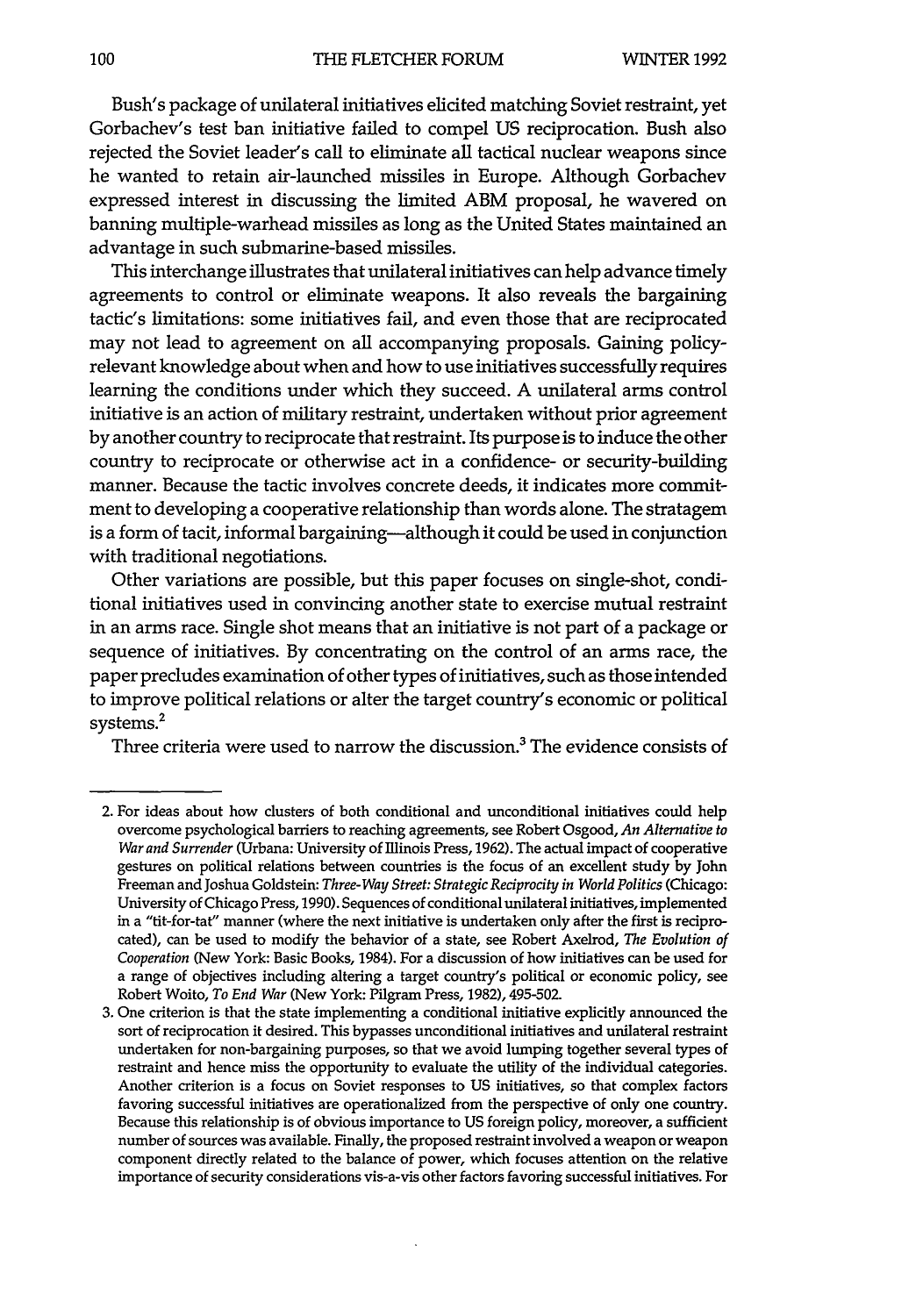Bush's package of unilateral initiatives elicited matching Soviet restraint, yet Gorbachev's test ban initiative failed to compel US reciprocation. Bush also rejected the Soviet leader's call to eliminate all tactical nuclear weapons since he wanted to retain air-launched missiles in Europe. Although Gorbachev expressed interest in discussing the limited ABM proposal, he wavered on banning multiple-warhead missiles as long as the United States maintained an advantage in such submarine-based missiles.

This interchange illustrates that unilateral initiatives can help advance timely agreements to control or eliminate weapons. It also reveals the bargaining tactic's limitations: some initiatives fail, and even those that are reciprocated may not lead to agreement on all accompanying proposals. Gaining policy-relevant knowledge about when and how to use initiatives successfully requires learning the conditions under which they succeed. A unilateral arms control initiative is an action of military restraint, undertaken without prior agreement by another country to reciprocate that restraint. Its purpose is to induce the other country to reciprocate or otherwise act in a confidence- or security-building manner. Because the tactic involves concrete deeds, it indicates more commitment to developing a cooperative relationship than words alone. The stratagem is a form of tacit, informal bargaining—although it could be used in conjunction with traditional negotiations.

Other variations are possible, but this paper focuses on single-shot, conditional initiatives used in convincing another state to exercise mutual restraint in an arms race. Single shot means that an initiative is not part of a package or sequence of initiatives. By concentrating on the control of an arms race, the paper precludes examination of other types of initiatives, such as those intended to improve political relations or alter the target country's economic or political systems.[2]

Three criteria were used to narrow the discussion.[3] The evidence consists of

---

2. For ideas about how clusters of both conditional and unconditional initiatives could help overcome psychological barriers to reaching agreements, see Robert Osgood, *An Alternative to War and Surrender* (Urbana: University of Illinois Press, 1962). The actual impact of cooperative gestures on political relations between countries is the focus of an excellent study by John Freeman and Joshua Goldstein: *Three-Way Street: Strategic Reciprocity in World Politics* (Chicago: University of Chicago Press, 1990). Sequences of conditional unilateral initiatives, implemented in a "tit-for-tat" manner (where the next initiative is undertaken only after the first is reciprocated), can be used to modify the behavior of a state, see Robert Axelrod, *The Evolution of Cooperation* (New York: Basic Books, 1984). For a discussion of how initiatives can be used for a range of objectives including altering a target country's political or economic policy, see Robert Woito, *To End War* (New York: Pilgram Press, 1982), 495-502.

3. One criterion is that the state implementing a conditional initiative explicitly announced the sort of reciprocation it desired. This bypasses unconditional initiatives and unilateral restraint undertaken for non-bargaining purposes, so that we avoid lumping together several types of restraint and hence miss the opportunity to evaluate the utility of the individual categories. Another criterion is a focus on Soviet responses to US initiatives, so that complex factors favoring successful initiatives are operationalized from the perspective of only one country. Because this relationship is of obvious importance to US foreign policy, moreover, a sufficient number of sources was available. Finally, the proposed restraint involved a weapon or weapon component directly related to the balance of power, which focuses attention on the relative importance of security considerations vis-a-vis other factors favoring successful initiatives. For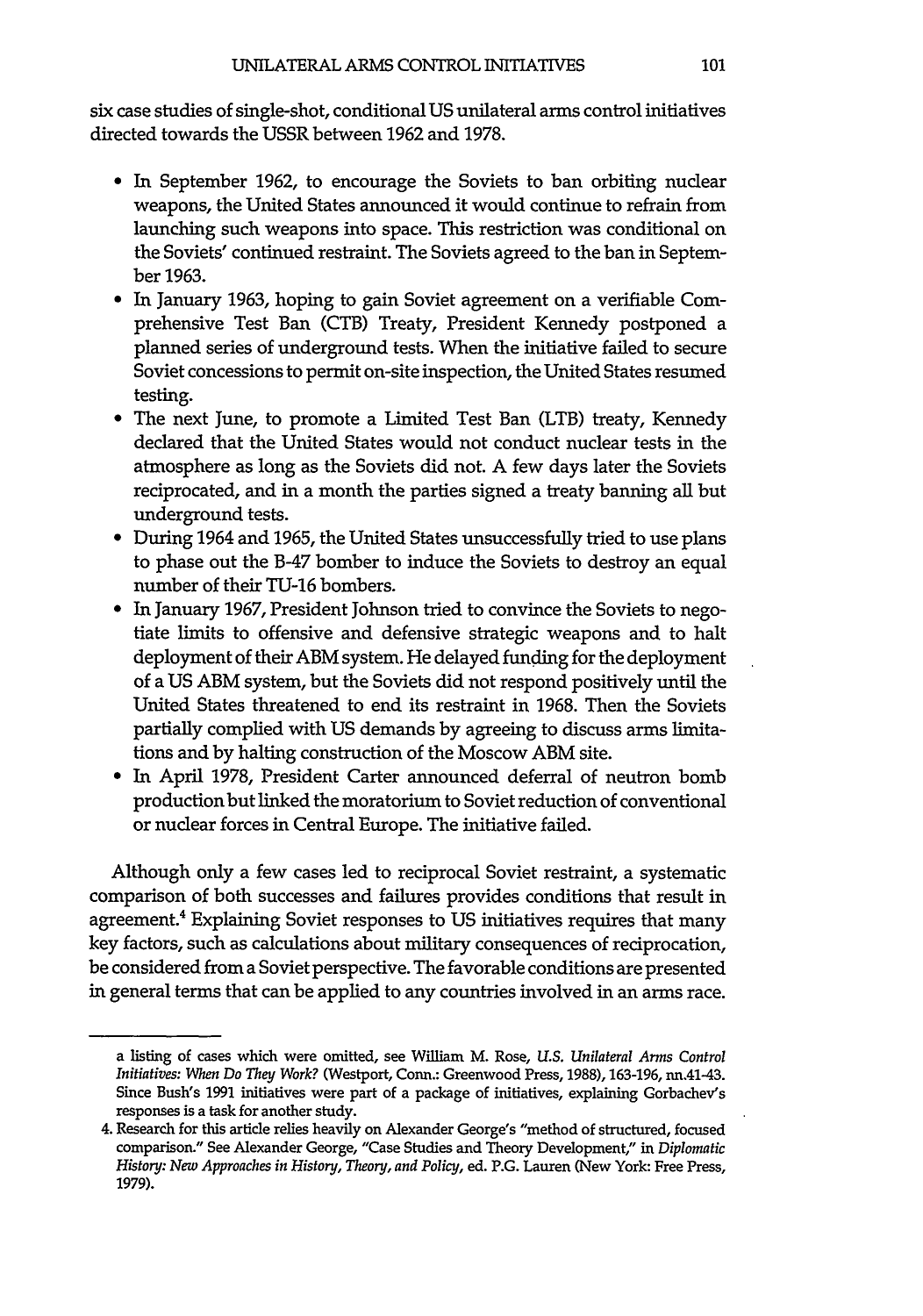six case studies of single-shot, conditional US unilateral arms control initiatives directed towards the USSR between 1962 and 1978.

- In September 1962, to encourage the Soviets to ban orbiting nuclear weapons, the United States announced it would continue to refrain from launching such weapons into space. This restriction was conditional on the Soviets' continued restraint. The Soviets agreed to the ban in September 1963.
- In January 1963, hoping to gain Soviet agreement on a verifiable Comprehensive Test Ban (CTB) Treaty, President Kennedy postponed a planned series of underground tests. When the initiative failed to secure Soviet concessions to permit on-site inspection, the United States resumed testing.
- The next June, to promote a Limited Test Ban (LTB) treaty, Kennedy declared that the United States would not conduct nuclear tests in the atmosphere as long as the Soviets did not. A few days later the Soviets reciprocated, and in a month the parties signed a treaty banning all but underground tests.
- During 1964 and 1965, the United States unsuccessfully tried to use plans to phase out the B-47 bomber to induce the Soviets to destroy an equal number of their TU-16 bombers.
- In January 1967, President Johnson tried to convince the Soviets to negotiate limits to offensive and defensive strategic weapons and to halt deployment of their ABM system. He delayed funding for the deployment of a US ABM system, but the Soviets did not respond positively until the United States threatened to end its restraint in 1968. Then the Soviets partially complied with US demands by agreeing to discuss arms limitations and by halting construction of the Moscow ABM site.
- In April 1978, President Carter announced deferral of neutron bomb production but linked the moratorium to Soviet reduction of conventional or nuclear forces in Central Europe. The initiative failed.

Although only a few cases led to reciprocal Soviet restraint, a systematic comparison of both successes and failures provides conditions that result in agreement.[4] Explaining Soviet responses to US initiatives requires that many key factors, such as calculations about military consequences of reciprocation, be considered from a Soviet perspective. The favorable conditions are presented in general terms that can be applied to any countries involved in an arms race.

---

a listing of cases which were omitted, see William M. Rose, *U.S. Unilateral Arms Control Initiatives: When Do They Work?* (Westport, Conn.: Greenwood Press, 1988), 163-196, nn.41-43. Since Bush's 1991 initiatives were part of a package of initiatives, explaining Gorbachev's responses is a task for another study.

4. Research for this article relies heavily on Alexander George's "method of structured, focused comparison." See Alexander George, "Case Studies and Theory Development," in *Diplomatic History: New Approaches in History, Theory, and Policy*, ed. P.G. Lauren (New York: Free Press, 1979).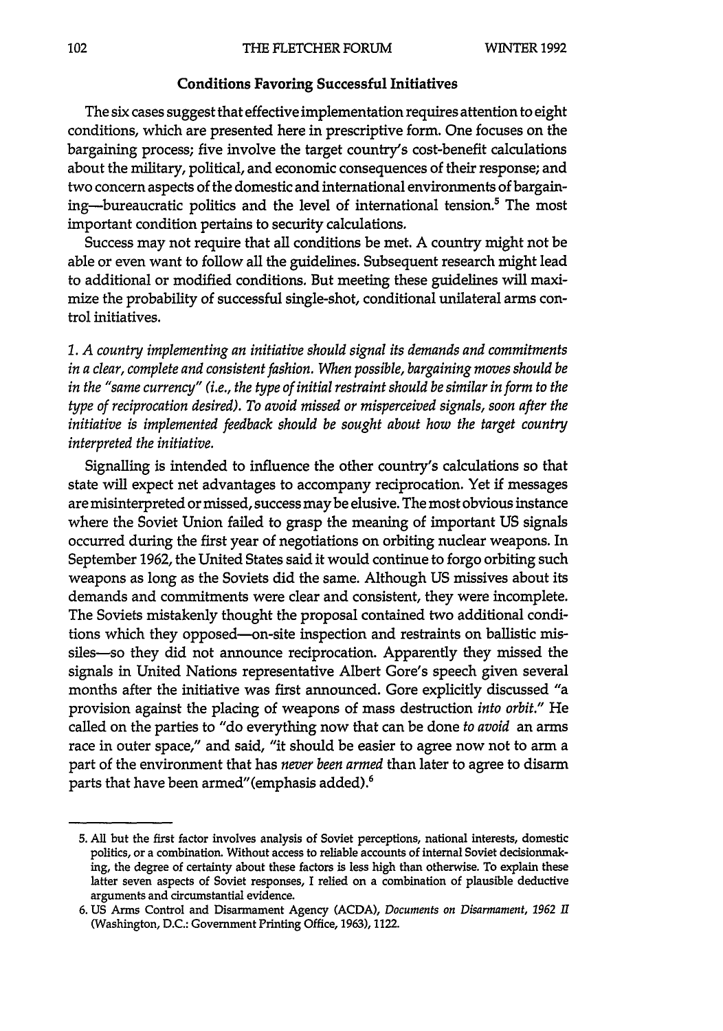### Conditions Favoring Successful Initiatives

The six cases suggest that effective implementation requires attention to eight conditions, which are presented here in prescriptive form. One focuses on the bargaining process; five involve the target country's cost-benefit calculations about the military, political, and economic consequences of their response; and two concern aspects of the domestic and international environments of bargaining—bureaucratic politics and the level of international tension.[5] The most important condition pertains to security calculations.

Success may not require that all conditions be met. A country might not be able or even want to follow all the guidelines. Subsequent research might lead to additional or modified conditions. But meeting these guidelines will maximize the probability of successful single-shot, conditional unilateral arms control initiatives.

*1. A country implementing an initiative should signal its demands and commitments in a clear, complete and consistent fashion. When possible, bargaining moves should be in the "same currency" (i.e., the type of initial restraint should be similar in form to the type of reciprocation desired). To avoid missed or misperceived signals, soon after the initiative is implemented feedback should be sought about how the target country interpreted the initiative.*

Signalling is intended to influence the other country's calculations so that state will expect net advantages to accompany reciprocation. Yet if messages are misinterpreted or missed, success may be elusive. The most obvious instance where the Soviet Union failed to grasp the meaning of important US signals occurred during the first year of negotiations on orbiting nuclear weapons. In September 1962, the United States said it would continue to forgo orbiting such weapons as long as the Soviets did the same. Although US missives about its demands and commitments were clear and consistent, they were incomplete. The Soviets mistakenly thought the proposal contained two additional conditions which they opposed—on-site inspection and restraints on ballistic missiles—so they did not announce reciprocation. Apparently they missed the signals in United Nations representative Albert Gore's speech given several months after the initiative was first announced. Gore explicitly discussed "a provision against the placing of weapons of mass destruction *into orbit*." He called on the parties to "do everything now that can be done *to avoid* an arms race in outer space," and said, "it should be easier to agree now not to arm a part of the environment that has *never been armed* than later to agree to disarm parts that have been armed"(emphasis added).[6]

---

5. All but the first factor involves analysis of Soviet perceptions, national interests, domestic politics, or a combination. Without access to reliable accounts of internal Soviet decisionmaking, the degree of certainty about these factors is less high than otherwise. To explain these latter seven aspects of Soviet responses, I relied on a combination of plausible deductive arguments and circumstantial evidence.

6. US Arms Control and Disarmament Agency (ACDA), *Documents on Disarmament, 1962 II* (Washington, D.C.: Government Printing Office, 1963), 1122.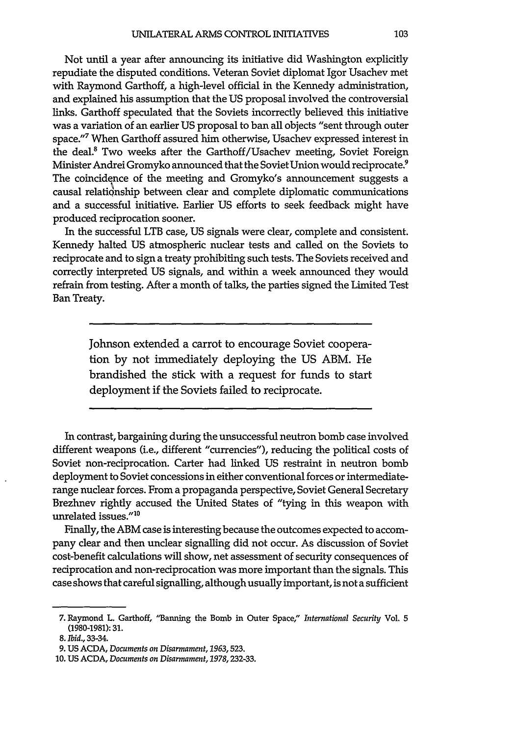Not until a year after announcing its initiative did Washington explicitly repudiate the disputed conditions. Veteran Soviet diplomat Igor Usachev met with Raymond Garthoff, a high-level official in the Kennedy administration, and explained his assumption that the US proposal involved the controversial links. Garthoff speculated that the Soviets incorrectly believed this initiative was a variation of an earlier US proposal to ban all objects "sent through outer space."[7] When Garthoff assured him otherwise, Usachev expressed interest in the deal.[8] Two weeks after the Garthoff/Usachev meeting, Soviet Foreign Minister Andrei Gromyko announced that the Soviet Union would reciprocate.[9] The coincidence of the meeting and Gromyko's announcement suggests a causal relationship between clear and complete diplomatic communications and a successful initiative. Earlier US efforts to seek feedback might have produced reciprocation sooner.

In the successful LTB case, US signals were clear, complete and consistent. Kennedy halted US atmospheric nuclear tests and called on the Soviets to reciprocate and to sign a treaty prohibiting such tests. The Soviets received and correctly interpreted US signals, and within a week announced they would refrain from testing. After a month of talks, the parties signed the Limited Test Ban Treaty.

> Johnson extended a carrot to encourage Soviet cooperation by not immediately deploying the US ABM. He brandished the stick with a request for funds to start deployment if the Soviets failed to reciprocate.

In contrast, bargaining during the unsuccessful neutron bomb case involved different weapons (i.e., different "currencies"), reducing the political costs of Soviet non-reciprocation. Carter had linked US restraint in neutron bomb deployment to Soviet concessions in either conventional forces or intermediate-range nuclear forces. From a propaganda perspective, Soviet General Secretary Brezhnev rightly accused the United States of "tying in this weapon with unrelated issues."[10]

Finally, the ABM case is interesting because the outcomes expected to accompany clear and then unclear signalling did not occur. As discussion of Soviet cost-benefit calculations will show, net assessment of security consequences of reciprocation and non-reciprocation was more important than the signals. This case shows that careful signalling, although usually important, is not a sufficient

---

7. Raymond L. Garthoff, "Banning the Bomb in Outer Space," *International Security* Vol. 5 (1980-1981): 31.
8. *Ibid.*, 33-34.
9. US ACDA, *Documents on Disarmament, 1963*, 523.
10. US ACDA, *Documents on Disarmament, 1978*, 232-33.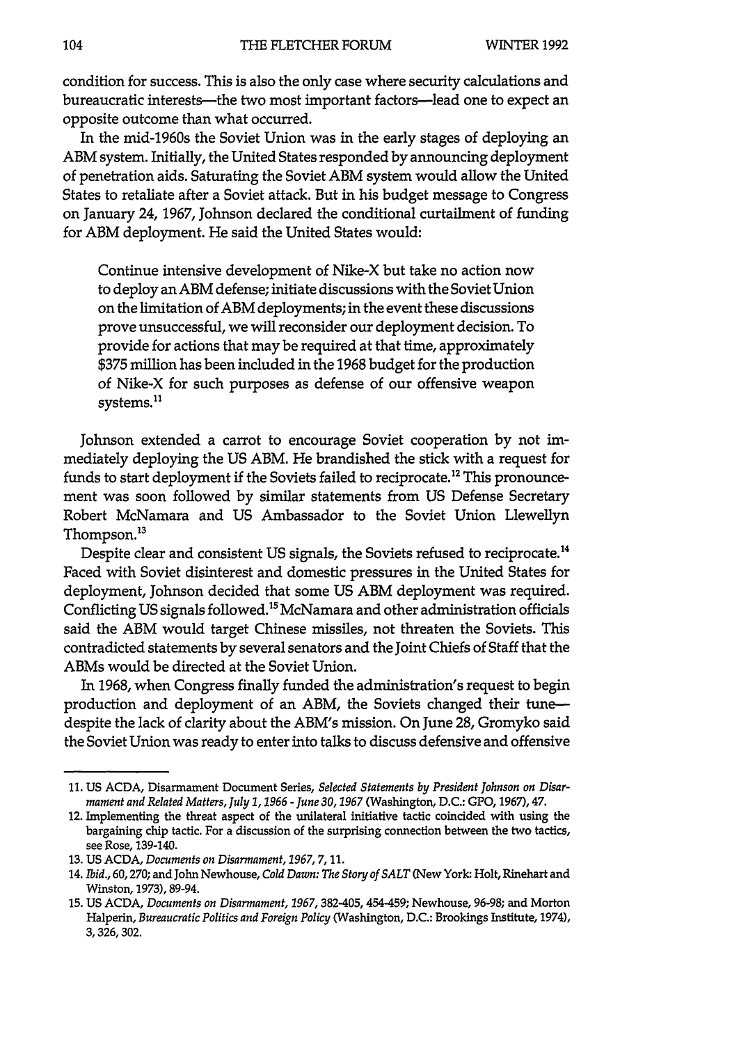condition for success. This is also the only case where security calculations and bureaucratic interests—the two most important factors—lead one to expect an opposite outcome than what occurred.

In the mid-1960s the Soviet Union was in the early stages of deploying an ABM system. Initially, the United States responded by announcing deployment of penetration aids. Saturating the Soviet ABM system would allow the United States to retaliate after a Soviet attack. But in his budget message to Congress on January 24, 1967, Johnson declared the conditional curtailment of funding for ABM deployment. He said the United States would:

> Continue intensive development of Nike-X but take no action now to deploy an ABM defense; initiate discussions with the Soviet Union on the limitation of ABM deployments; in the event these discussions prove unsuccessful, we will reconsider our deployment decision. To provide for actions that may be required at that time, approximately $375 million has been included in the 1968 budget for the production of Nike-X for such purposes as defense of our offensive weapon systems.[11]

Johnson extended a carrot to encourage Soviet cooperation by not immediately deploying the US ABM. He brandished the stick with a request for funds to start deployment if the Soviets failed to reciprocate.[12] This pronouncement was soon followed by similar statements from US Defense Secretary Robert McNamara and US Ambassador to the Soviet Union Llewellyn Thompson.[13]

Despite clear and consistent US signals, the Soviets refused to reciprocate.[14] Faced with Soviet disinterest and domestic pressures in the United States for deployment, Johnson decided that some US ABM deployment was required. Conflicting US signals followed.[15] McNamara and other administration officials said the ABM would target Chinese missiles, not threaten the Soviets. This contradicted statements by several senators and the Joint Chiefs of Staff that the ABMs would be directed at the Soviet Union.

In 1968, when Congress finally funded the administration's request to begin production and deployment of an ABM, the Soviets changed their tune—despite the lack of clarity about the ABM's mission. On June 28, Gromyko said the Soviet Union was ready to enter into talks to discuss defensive and offensive

---

11. US ACDA, Disarmament Document Series, *Selected Statements by President Johnson on Disarmament and Related Matters, July 1, 1966 - June 30, 1967* (Washington, D.C.: GPO, 1967), 47.
12. Implementing the threat aspect of the unilateral initiative tactic coincided with using the bargaining chip tactic. For a discussion of the surprising connection between the two tactics, see Rose, 139-140.
13. US ACDA, *Documents on Disarmament, 1967*, 7, 11.
14. *Ibid.*, 60, 270; and John Newhouse, *Cold Dawn: The Story of SALT* (New York: Holt, Rinehart and Winston, 1973), 89-94.
15. US ACDA, *Documents on Disarmament, 1967*, 382-405, 454-459; Newhouse, 96-98; and Morton Halperin, *Bureaucratic Politics and Foreign Policy* (Washington, D.C.: Brookings Institute, 1974), 3, 326, 302.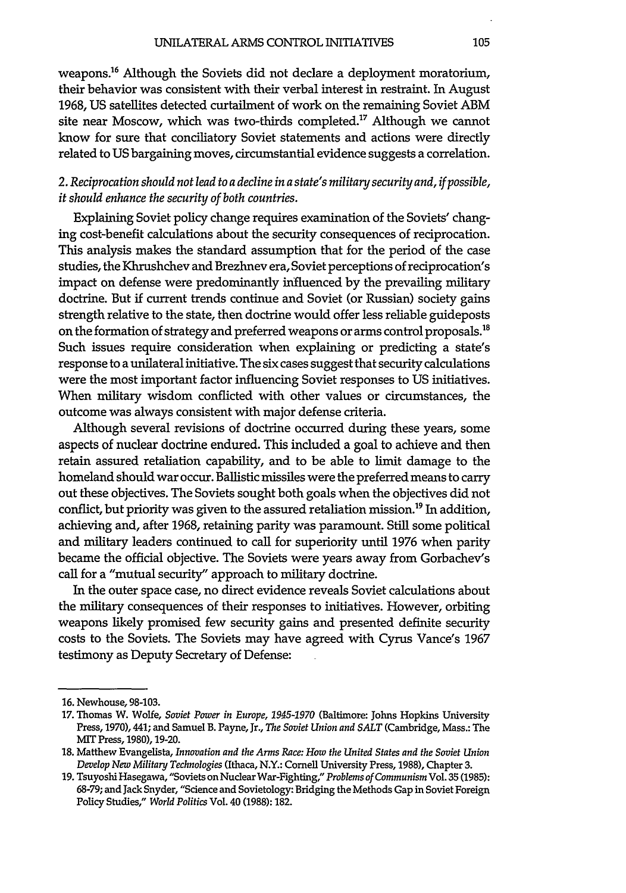weapons.[16] Although the Soviets did not declare a deployment moratorium, their behavior was consistent with their verbal interest in restraint. In August 1968, US satellites detected curtailment of work on the remaining Soviet ABM site near Moscow, which was two-thirds completed.[17] Although we cannot know for sure that conciliatory Soviet statements and actions were directly related to US bargaining moves, circumstantial evidence suggests a correlation.

*2. Reciprocation should not lead to a decline in a state's military security and, if possible, it should enhance the security of both countries.*

Explaining Soviet policy change requires examination of the Soviets' changing cost-benefit calculations about the security consequences of reciprocation. This analysis makes the standard assumption that for the period of the case studies, the Khrushchev and Brezhnev era, Soviet perceptions of reciprocation's impact on defense were predominantly influenced by the prevailing military doctrine. But if current trends continue and Soviet (or Russian) society gains strength relative to the state, then doctrine would offer less reliable guideposts on the formation of strategy and preferred weapons or arms control proposals.[18] Such issues require consideration when explaining or predicting a state's response to a unilateral initiative. The six cases suggest that security calculations were the most important factor influencing Soviet responses to US initiatives. When military wisdom conflicted with other values or circumstances, the outcome was always consistent with major defense criteria.

Although several revisions of doctrine occurred during these years, some aspects of nuclear doctrine endured. This included a goal to achieve and then retain assured retaliation capability, and to be able to limit damage to the homeland should war occur. Ballistic missiles were the preferred means to carry out these objectives. The Soviets sought both goals when the objectives did not conflict, but priority was given to the assured retaliation mission.[19] In addition, achieving and, after 1968, retaining parity was paramount. Still some political and military leaders continued to call for superiority until 1976 when parity became the official objective. The Soviets were years away from Gorbachev's call for a "mutual security" approach to military doctrine.

In the outer space case, no direct evidence reveals Soviet calculations about the military consequences of their responses to initiatives. However, orbiting weapons likely promised few security gains and presented definite security costs to the Soviets. The Soviets may have agreed with Cyrus Vance's 1967 testimony as Deputy Secretary of Defense:

---

16. Newhouse, 98-103.

17. Thomas W. Wolfe, *Soviet Power in Europe, 1945-1970* (Baltimore: Johns Hopkins University Press, 1970), 441; and Samuel B. Payne, Jr., *The Soviet Union and SALT* (Cambridge, Mass.: The MIT Press, 1980), 19-20.

18. Matthew Evangelista, *Innovation and the Arms Race: How the United States and the Soviet Union Develop New Military Technologies* (Ithaca, N.Y.: Cornell University Press, 1988), Chapter 3.

19. Tsuyoshi Hasegawa, "Soviets on Nuclear War-Fighting," *Problems of Communism* Vol. 35 (1985): 68-79; and Jack Snyder, "Science and Sovietology: Bridging the Methods Gap in Soviet Foreign Policy Studies," *World Politics* Vol. 40 (1988): 182.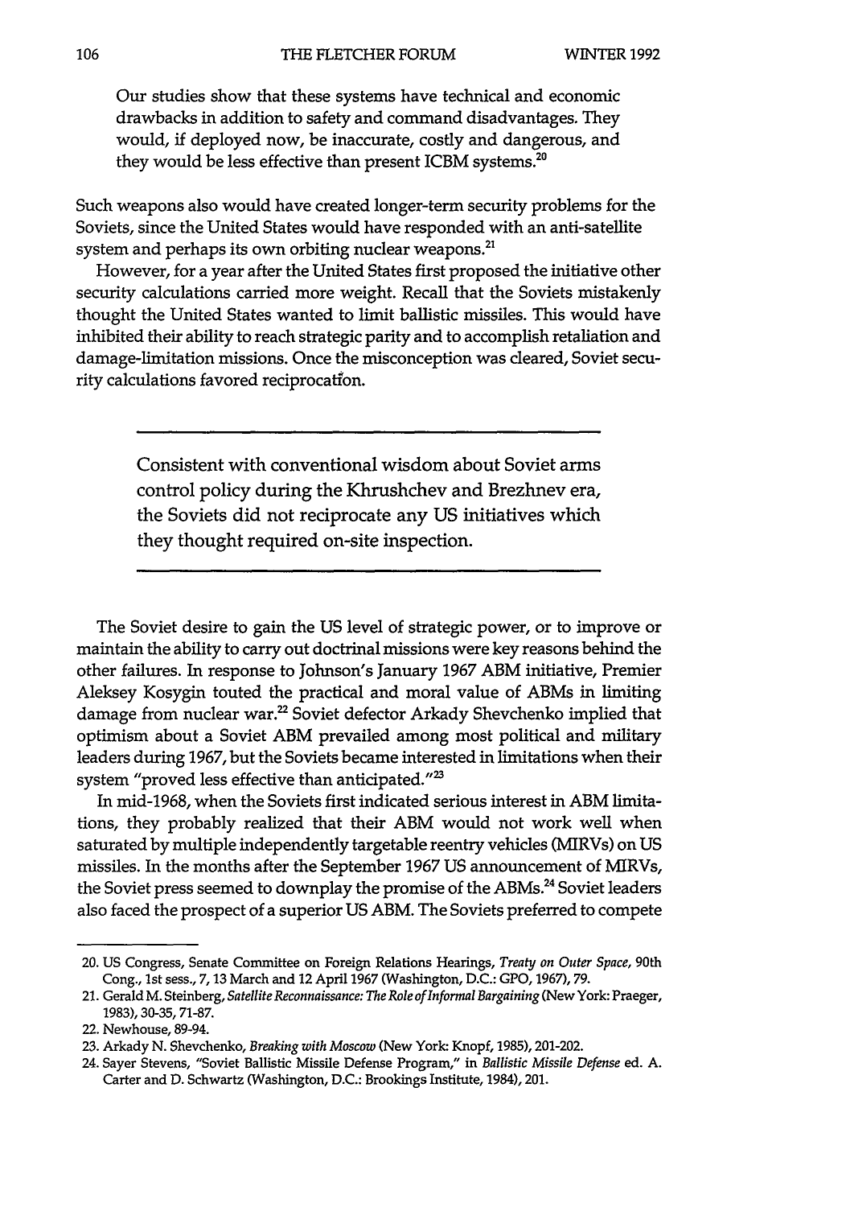> Our studies show that these systems have technical and economic drawbacks in addition to safety and command disadvantages. They would, if deployed now, be inaccurate, costly and dangerous, and they would be less effective than present ICBM systems.[20]

Such weapons also would have created longer-term security problems for the Soviets, since the United States would have responded with an anti-satellite system and perhaps its own orbiting nuclear weapons.[21]

However, for a year after the United States first proposed the initiative other security calculations carried more weight. Recall that the Soviets mistakenly thought the United States wanted to limit ballistic missiles. This would have inhibited their ability to reach strategic parity and to accomplish retaliation and damage-limitation missions. Once the misconception was cleared, Soviet security calculations favored reciprocation.

---

Consistent with conventional wisdom about Soviet arms control policy during the Khrushchev and Brezhnev era, the Soviets did not reciprocate any US initiatives which they thought required on-site inspection.

---

The Soviet desire to gain the US level of strategic power, or to improve or maintain the ability to carry out doctrinal missions were key reasons behind the other failures. In response to Johnson's January 1967 ABM initiative, Premier Aleksey Kosygin touted the practical and moral value of ABMs in limiting damage from nuclear war.[22] Soviet defector Arkady Shevchenko implied that optimism about a Soviet ABM prevailed among most political and military leaders during 1967, but the Soviets became interested in limitations when their system "proved less effective than anticipated."[23]

In mid-1968, when the Soviets first indicated serious interest in ABM limitations, they probably realized that their ABM would not work well when saturated by multiple independently targetable reentry vehicles (MIRVs) on US missiles. In the months after the September 1967 US announcement of MIRVs, the Soviet press seemed to downplay the promise of the ABMs.[24] Soviet leaders also faced the prospect of a superior US ABM. The Soviets preferred to compete

---

20. US Congress, Senate Committee on Foreign Relations Hearings, *Treaty on Outer Space*, 90th Cong., 1st sess., 7, 13 March and 12 April 1967 (Washington, D.C.: GPO, 1967), 79.
21. Gerald M. Steinberg, *Satellite Reconnaissance: The Role of Informal Bargaining* (New York: Praeger, 1983), 30-35, 71-87.
22. Newhouse, 89-94.
23. Arkady N. Shevchenko, *Breaking with Moscow* (New York: Knopf, 1985), 201-202.
24. Sayer Stevens, "Soviet Ballistic Missile Defense Program," in *Ballistic Missile Defense* ed. A. Carter and D. Schwartz (Washington, D.C.: Brookings Institute, 1984), 201.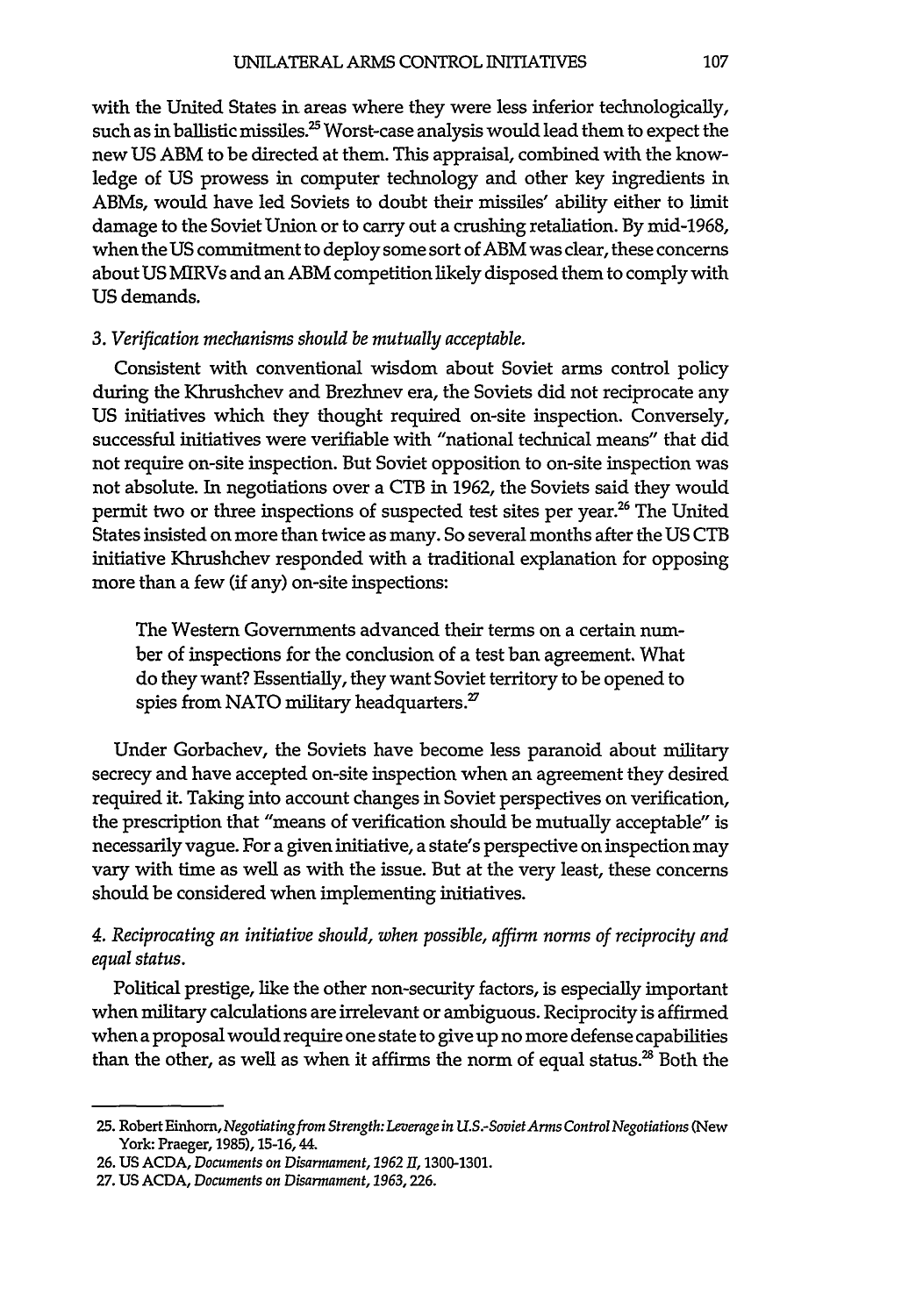with the United States in areas where they were less inferior technologically, such as in ballistic missiles.[25] Worst-case analysis would lead them to expect the new US ABM to be directed at them. This appraisal, combined with the knowledge of US prowess in computer technology and other key ingredients in ABMs, would have led Soviets to doubt their missiles' ability either to limit damage to the Soviet Union or to carry out a crushing retaliation. By mid-1968, when the US commitment to deploy some sort of ABM was clear, these concerns about US MIRVs and an ABM competition likely disposed them to comply with US demands.

*3. Verification mechanisms should be mutually acceptable.*

Consistent with conventional wisdom about Soviet arms control policy during the Khrushchev and Brezhnev era, the Soviets did not reciprocate any US initiatives which they thought required on-site inspection. Conversely, successful initiatives were verifiable with "national technical means" that did not require on-site inspection. But Soviet opposition to on-site inspection was not absolute. In negotiations over a CTB in 1962, the Soviets said they would permit two or three inspections of suspected test sites per year.[26] The United States insisted on more than twice as many. So several months after the US CTB initiative Khrushchev responded with a traditional explanation for opposing more than a few (if any) on-site inspections:

> The Western Governments advanced their terms on a certain number of inspections for the conclusion of a test ban agreement. What do they want? Essentially, they want Soviet territory to be opened to spies from NATO military headquarters.[27]

Under Gorbachev, the Soviets have become less paranoid about military secrecy and have accepted on-site inspection when an agreement they desired required it. Taking into account changes in Soviet perspectives on verification, the prescription that "means of verification should be mutually acceptable" is necessarily vague. For a given initiative, a state's perspective on inspection may vary with time as well as with the issue. But at the very least, these concerns should be considered when implementing initiatives.

*4. Reciprocating an initiative should, when possible, affirm norms of reciprocity and equal status.*

Political prestige, like the other non-security factors, is especially important when military calculations are irrelevant or ambiguous. Reciprocity is affirmed when a proposal would require one state to give up no more defense capabilities than the other, as well as when it affirms the norm of equal status.[28] Both the

---

25. Robert Einhorn, *Negotiating from Strength: Leverage in U.S.-Soviet Arms Control Negotiations* (New York: Praeger, 1985), 15-16, 44.

26. US ACDA, *Documents on Disarmament, 1962 II*, 1300-1301.

27. US ACDA, *Documents on Disarmament, 1963*, 226.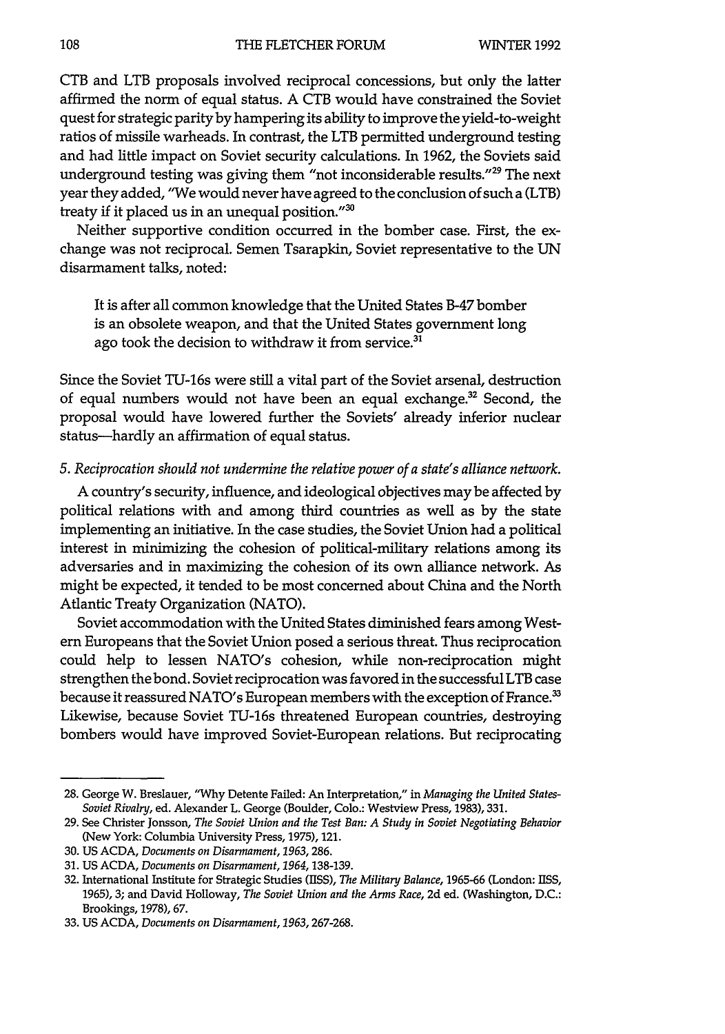CTB and LTB proposals involved reciprocal concessions, but only the latter affirmed the norm of equal status. A CTB would have constrained the Soviet quest for strategic parity by hampering its ability to improve the yield-to-weight ratios of missile warheads. In contrast, the LTB permitted underground testing and had little impact on Soviet security calculations. In 1962, the Soviets said underground testing was giving them "not inconsiderable results."[29] The next year they added, "We would never have agreed to the conclusion of such a (LTB) treaty if it placed us in an unequal position."[30]

Neither supportive condition occurred in the bomber case. First, the exchange was not reciprocal. Semen Tsarapkin, Soviet representative to the UN disarmament talks, noted:

> It is after all common knowledge that the United States B-47 bomber is an obsolete weapon, and that the United States government long ago took the decision to withdraw it from service.[31]

Since the Soviet TU-16s were still a vital part of the Soviet arsenal, destruction of equal numbers would not have been an equal exchange.[32] Second, the proposal would have lowered further the Soviets' already inferior nuclear status—hardly an affirmation of equal status.

*5. Reciprocation should not undermine the relative power of a state's alliance network.*

A country's security, influence, and ideological objectives may be affected by political relations with and among third countries as well as by the state implementing an initiative. In the case studies, the Soviet Union had a political interest in minimizing the cohesion of political-military relations among its adversaries and in maximizing the cohesion of its own alliance network. As might be expected, it tended to be most concerned about China and the North Atlantic Treaty Organization (NATO).

Soviet accommodation with the United States diminished fears among Western Europeans that the Soviet Union posed a serious threat. Thus reciprocation could help to lessen NATO's cohesion, while non-reciprocation might strengthen the bond. Soviet reciprocation was favored in the successful LTB case because it reassured NATO's European members with the exception of France.[33] Likewise, because Soviet TU-16s threatened European countries, destroying bombers would have improved Soviet-European relations. But reciprocating

---

28. George W. Breslauer, "Why Detente Failed: An Interpretation," in *Managing the United States-Soviet Rivalry*, ed. Alexander L. George (Boulder, Colo.: Westview Press, 1983), 331.
29. See Christer Jonsson, *The Soviet Union and the Test Ban: A Study in Soviet Negotiating Behavior* (New York: Columbia University Press, 1975), 121.
30. US ACDA, *Documents on Disarmament, 1963*, 286.
31. US ACDA, *Documents on Disarmament, 1964*, 138-139.
32. International Institute for Strategic Studies (IISS), *The Military Balance*, 1965-66 (London: IISS, 1965), 3; and David Holloway, *The Soviet Union and the Arms Race*, 2d ed. (Washington, D.C.: Brookings, 1978), 67.
33. US ACDA, *Documents on Disarmament, 1963*, 267-268.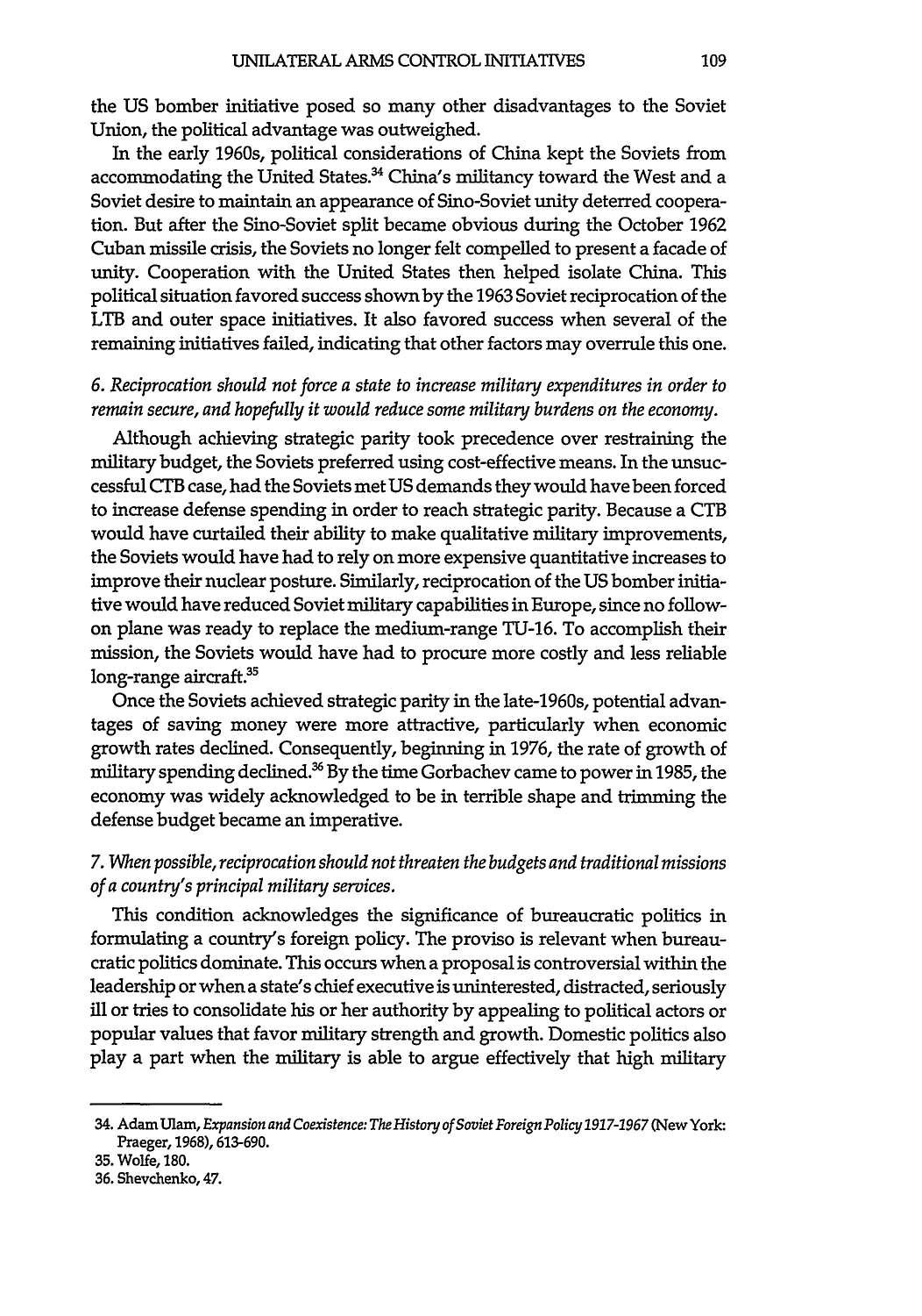the US bomber initiative posed so many other disadvantages to the Soviet Union, the political advantage was outweighed.

In the early 1960s, political considerations of China kept the Soviets from accommodating the United States.[34] China's militancy toward the West and a Soviet desire to maintain an appearance of Sino-Soviet unity deterred cooperation. But after the Sino-Soviet split became obvious during the October 1962 Cuban missile crisis, the Soviets no longer felt compelled to present a facade of unity. Cooperation with the United States then helped isolate China. This political situation favored success shown by the 1963 Soviet reciprocation of the LTB and outer space initiatives. It also favored success when several of the remaining initiatives failed, indicating that other factors may overrule this one.

*6. Reciprocation should not force a state to increase military expenditures in order to remain secure, and hopefully it would reduce some military burdens on the economy.*

Although achieving strategic parity took precedence over restraining the military budget, the Soviets preferred using cost-effective means. In the unsuccessful CTB case, had the Soviets met US demands they would have been forced to increase defense spending in order to reach strategic parity. Because a CTB would have curtailed their ability to make qualitative military improvements, the Soviets would have had to rely on more expensive quantitative increases to improve their nuclear posture. Similarly, reciprocation of the US bomber initiative would have reduced Soviet military capabilities in Europe, since no follow-on plane was ready to replace the medium-range TU-16. To accomplish their mission, the Soviets would have had to procure more costly and less reliable long-range aircraft.[35]

Once the Soviets achieved strategic parity in the late-1960s, potential advantages of saving money were more attractive, particularly when economic growth rates declined. Consequently, beginning in 1976, the rate of growth of military spending declined.[36] By the time Gorbachev came to power in 1985, the economy was widely acknowledged to be in terrible shape and trimming the defense budget became an imperative.

*7. When possible, reciprocation should not threaten the budgets and traditional missions of a country's principal military services.*

This condition acknowledges the significance of bureaucratic politics in formulating a country's foreign policy. The proviso is relevant when bureaucratic politics dominate. This occurs when a proposal is controversial within the leadership or when a state's chief executive is uninterested, distracted, seriously ill or tries to consolidate his or her authority by appealing to political actors or popular values that favor military strength and growth. Domestic politics also play a part when the military is able to argue effectively that high military

---

34. Adam Ulam, *Expansion and Coexistence: The History of Soviet Foreign Policy 1917-1967* (New York: Praeger, 1968), 613-690.

35. Wolfe, 180.

36. Shevchenko, 47.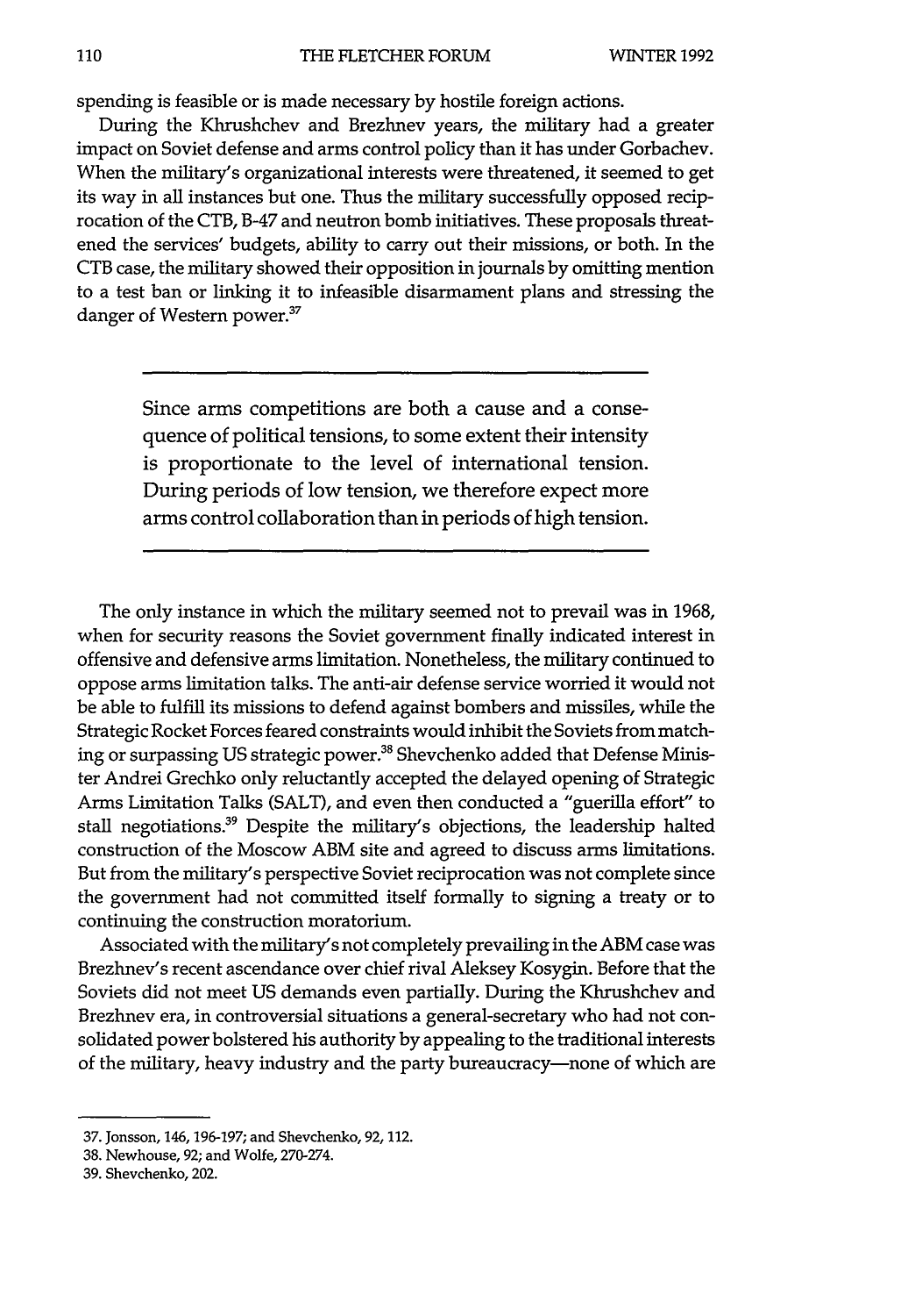spending is feasible or is made necessary by hostile foreign actions.

During the Khrushchev and Brezhnev years, the military had a greater impact on Soviet defense and arms control policy than it has under Gorbachev. When the military's organizational interests were threatened, it seemed to get its way in all instances but one. Thus the military successfully opposed reciprocation of the CTB, B-47 and neutron bomb initiatives. These proposals threatened the services' budgets, ability to carry out their missions, or both. In the CTB case, the military showed their opposition in journals by omitting mention to a test ban or linking it to infeasible disarmament plans and stressing the danger of Western power.[37]

> Since arms competitions are both a cause and a consequence of political tensions, to some extent their intensity is proportionate to the level of international tension. During periods of low tension, we therefore expect more arms control collaboration than in periods of high tension.

The only instance in which the military seemed not to prevail was in 1968, when for security reasons the Soviet government finally indicated interest in offensive and defensive arms limitation. Nonetheless, the military continued to oppose arms limitation talks. The anti-air defense service worried it would not be able to fulfill its missions to defend against bombers and missiles, while the Strategic Rocket Forces feared constraints would inhibit the Soviets from matching or surpassing US strategic power.[38] Shevchenko added that Defense Minister Andrei Grechko only reluctantly accepted the delayed opening of Strategic Arms Limitation Talks (SALT), and even then conducted a "guerilla effort" to stall negotiations.[39] Despite the military's objections, the leadership halted construction of the Moscow ABM site and agreed to discuss arms limitations. But from the military's perspective Soviet reciprocation was not complete since the government had not committed itself formally to signing a treaty or to continuing the construction moratorium.

Associated with the military's not completely prevailing in the ABM case was Brezhnev's recent ascendance over chief rival Aleksey Kosygin. Before that the Soviets did not meet US demands even partially. During the Khrushchev and Brezhnev era, in controversial situations a general-secretary who had not consolidated power bolstered his authority by appealing to the traditional interests of the military, heavy industry and the party bureaucracy—none of which are

37. Jonsson, 146, 196-197; and Shevchenko, 92, 112.

38. Newhouse, 92; and Wolfe, 270-274.

39. Shevchenko, 202.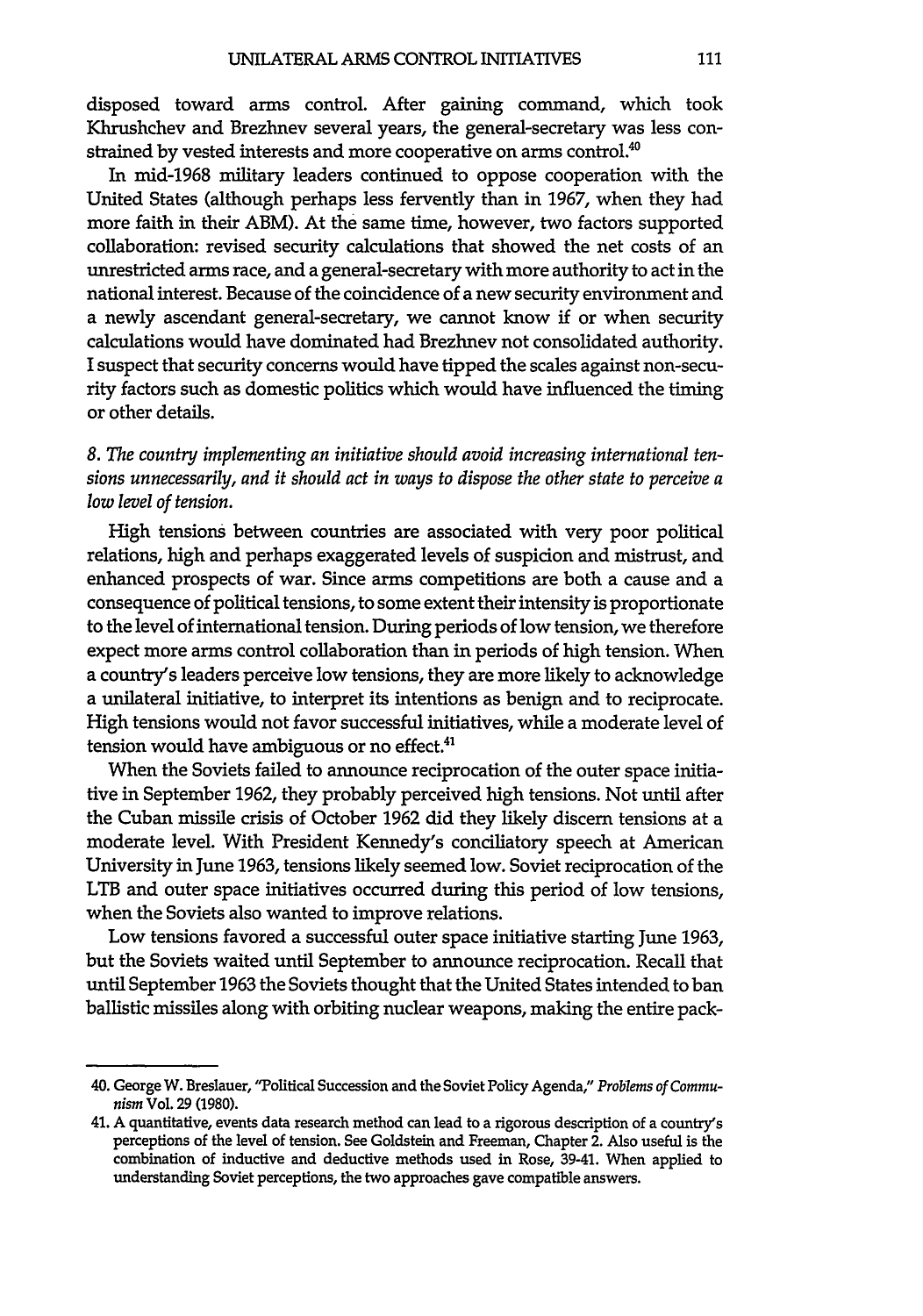disposed toward arms control. After gaining command, which took Khrushchev and Brezhnev several years, the general-secretary was less constrained by vested interests and more cooperative on arms control.[40]

In mid-1968 military leaders continued to oppose cooperation with the United States (although perhaps less fervently than in 1967, when they had more faith in their ABM). At the same time, however, two factors supported collaboration: revised security calculations that showed the net costs of an unrestricted arms race, and a general-secretary with more authority to act in the national interest. Because of the coincidence of a new security environment and a newly ascendant general-secretary, we cannot know if or when security calculations would have dominated had Brezhnev not consolidated authority. I suspect that security concerns would have tipped the scales against non-security factors such as domestic politics which would have influenced the timing or other details.

*8. The country implementing an initiative should avoid increasing international tensions unnecessarily, and it should act in ways to dispose the other state to perceive a low level of tension.*

High tensions between countries are associated with very poor political relations, high and perhaps exaggerated levels of suspicion and mistrust, and enhanced prospects of war. Since arms competitions are both a cause and a consequence of political tensions, to some extent their intensity is proportionate to the level of international tension. During periods of low tension, we therefore expect more arms control collaboration than in periods of high tension. When a country's leaders perceive low tensions, they are more likely to acknowledge a unilateral initiative, to interpret its intentions as benign and to reciprocate. High tensions would not favor successful initiatives, while a moderate level of tension would have ambiguous or no effect.[41]

When the Soviets failed to announce reciprocation of the outer space initiative in September 1962, they probably perceived high tensions. Not until after the Cuban missile crisis of October 1962 did they likely discern tensions at a moderate level. With President Kennedy's conciliatory speech at American University in June 1963, tensions likely seemed low. Soviet reciprocation of the LTB and outer space initiatives occurred during this period of low tensions, when the Soviets also wanted to improve relations.

Low tensions favored a successful outer space initiative starting June 1963, but the Soviets waited until September to announce reciprocation. Recall that until September 1963 the Soviets thought that the United States intended to ban ballistic missiles along with orbiting nuclear weapons, making the entire pack-

---

40. George W. Breslauer, "Political Succession and the Soviet Policy Agenda," *Problems of Communism* Vol. 29 (1980).

41. A quantitative, events data research method can lead to a rigorous description of a country's perceptions of the level of tension. See Goldstein and Freeman, Chapter 2. Also useful is the combination of inductive and deductive methods used in Rose, 39-41. When applied to understanding Soviet perceptions, the two approaches gave compatible answers.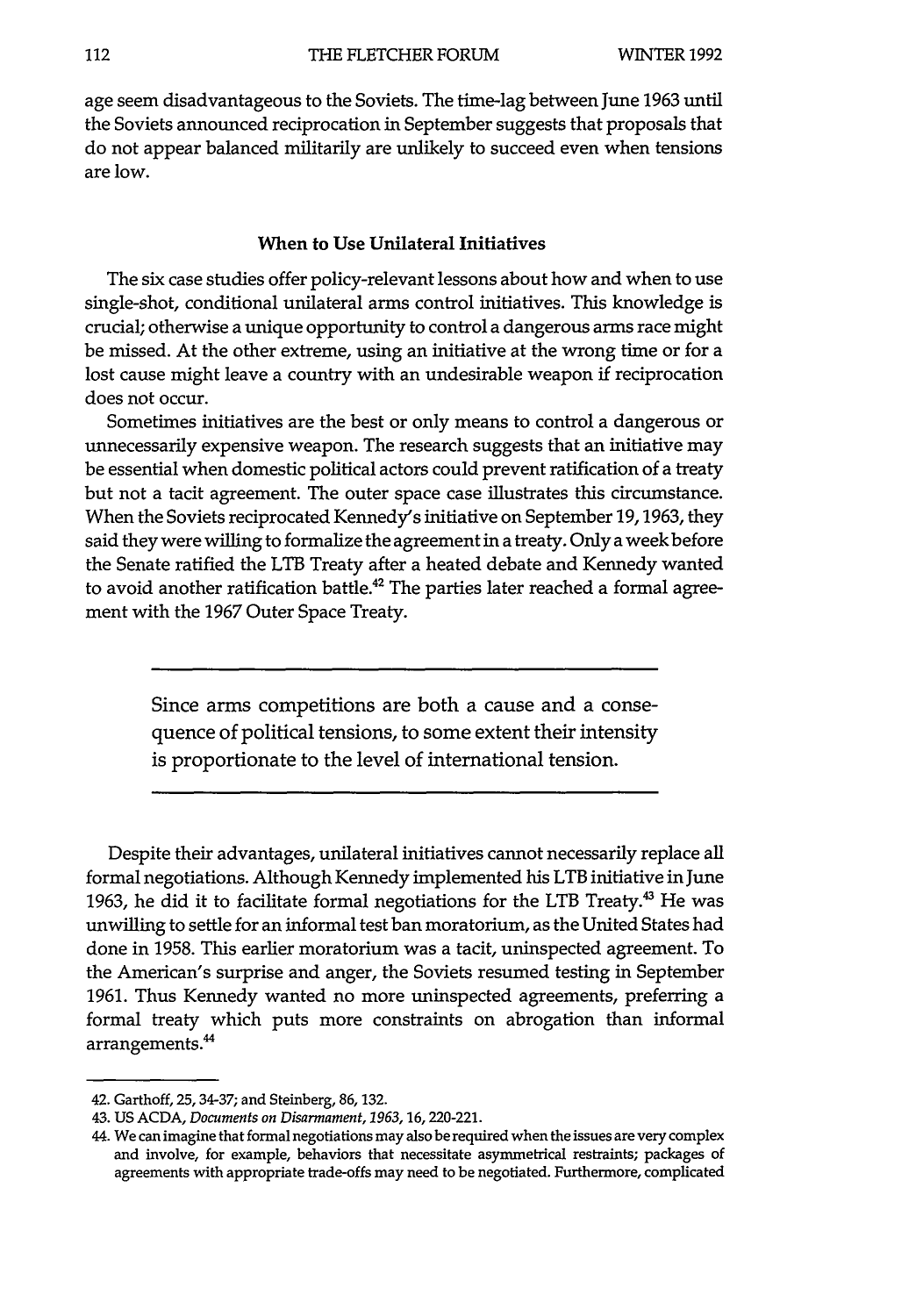age seem disadvantageous to the Soviets. The time-lag between June 1963 until the Soviets announced reciprocation in September suggests that proposals that do not appear balanced militarily are unlikely to succeed even when tensions are low.

### When to Use Unilateral Initiatives

The six case studies offer policy-relevant lessons about how and when to use single-shot, conditional unilateral arms control initiatives. This knowledge is crucial; otherwise a unique opportunity to control a dangerous arms race might be missed. At the other extreme, using an initiative at the wrong time or for a lost cause might leave a country with an undesirable weapon if reciprocation does not occur.

Sometimes initiatives are the best or only means to control a dangerous or unnecessarily expensive weapon. The research suggests that an initiative may be essential when domestic political actors could prevent ratification of a treaty but not a tacit agreement. The outer space case illustrates this circumstance. When the Soviets reciprocated Kennedy's initiative on September 19, 1963, they said they were willing to formalize the agreement in a treaty. Only a week before the Senate ratified the LTB Treaty after a heated debate and Kennedy wanted to avoid another ratification battle.[42] The parties later reached a formal agreement with the 1967 Outer Space Treaty.

> Since arms competitions are both a cause and a consequence of political tensions, to some extent their intensity is proportionate to the level of international tension.

Despite their advantages, unilateral initiatives cannot necessarily replace all formal negotiations. Although Kennedy implemented his LTB initiative in June 1963, he did it to facilitate formal negotiations for the LTB Treaty.[43] He was unwilling to settle for an informal test ban moratorium, as the United States had done in 1958. This earlier moratorium was a tacit, uninspected agreement. To the American's surprise and anger, the Soviets resumed testing in September 1961. Thus Kennedy wanted no more uninspected agreements, preferring a formal treaty which puts more constraints on abrogation than informal arrangements.[44]

---

42. Garthoff, 25, 34-37; and Steinberg, 86, 132.
43. US ACDA, *Documents on Disarmament, 1963*, 16, 220-221.
44. We can imagine that formal negotiations may also be required when the issues are very complex and involve, for example, behaviors that necessitate asymmetrical restraints; packages of agreements with appropriate trade-offs may need to be negotiated. Furthermore, complicated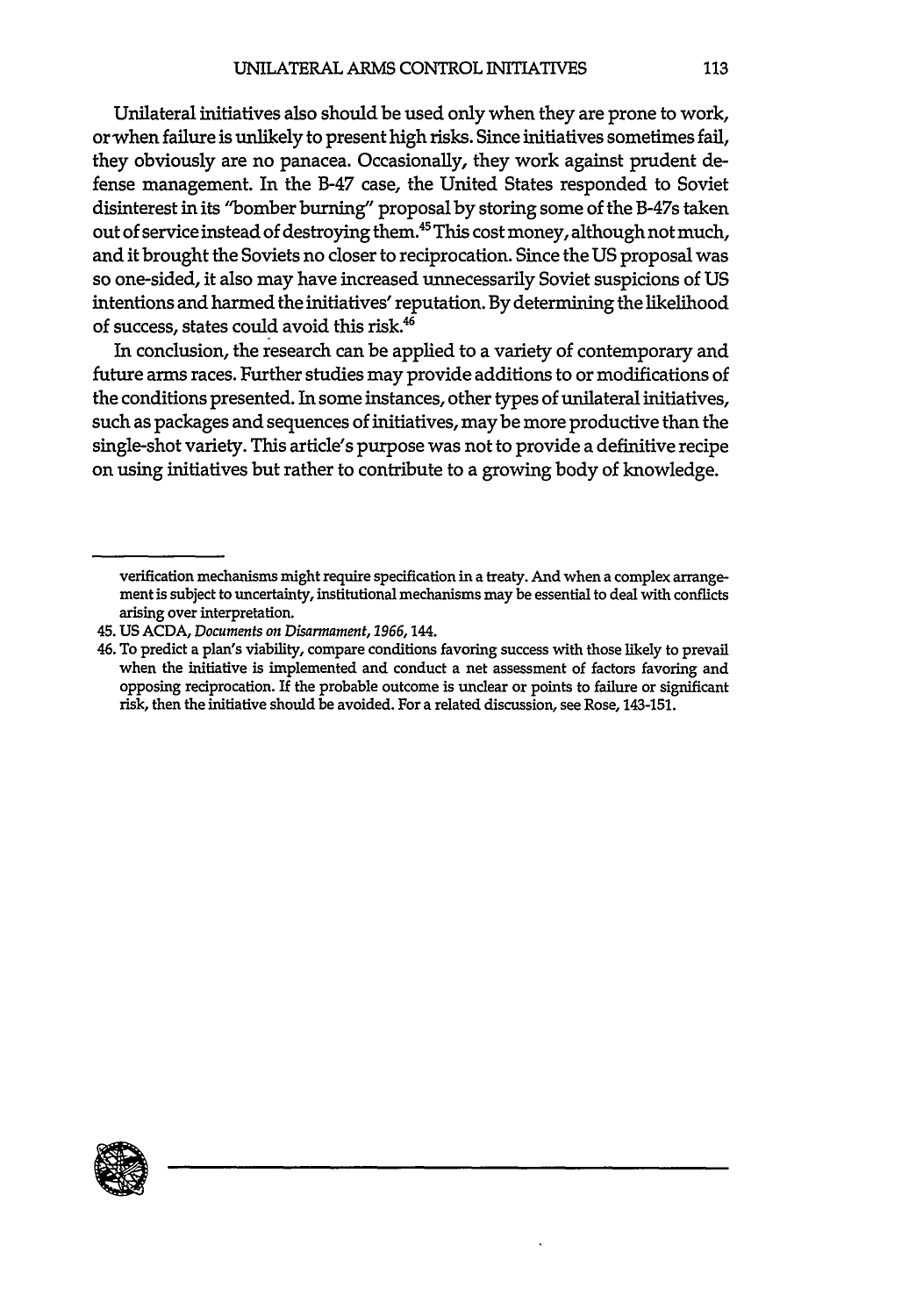Unilateral initiatives also should be used only when they are prone to work, or when failure is unlikely to present high risks. Since initiatives sometimes fail, they obviously are no panacea. Occasionally, they work against prudent defense management. In the B-47 case, the United States responded to Soviet disinterest in its "bomber burning" proposal by storing some of the B-47s taken out of service instead of destroying them.[45] This cost money, although not much, and it brought the Soviets no closer to reciprocation. Since the US proposal was so one-sided, it also may have increased unnecessarily Soviet suspicions of US intentions and harmed the initiatives' reputation. By determining the likelihood of success, states could avoid this risk.[46]

In conclusion, the research can be applied to a variety of contemporary and future arms races. Further studies may provide additions to or modifications of the conditions presented. In some instances, other types of unilateral initiatives, such as packages and sequences of initiatives, may be more productive than the single-shot variety. This article's purpose was not to provide a definitive recipe on using initiatives but rather to contribute to a growing body of knowledge.

---

verification mechanisms might require specification in a treaty. And when a complex arrangement is subject to uncertainty, institutional mechanisms may be essential to deal with conflicts arising over interpretation.

45. US ACDA, *Documents on Disarmament, 1966*, 144.

46. To predict a plan's viability, compare conditions favoring success with those likely to prevail when the initiative is implemented and conduct a net assessment of factors favoring and opposing reciprocation. If the probable outcome is unclear or points to failure or significant risk, then the initiative should be avoided. For a related discussion, see Rose, 143-151.